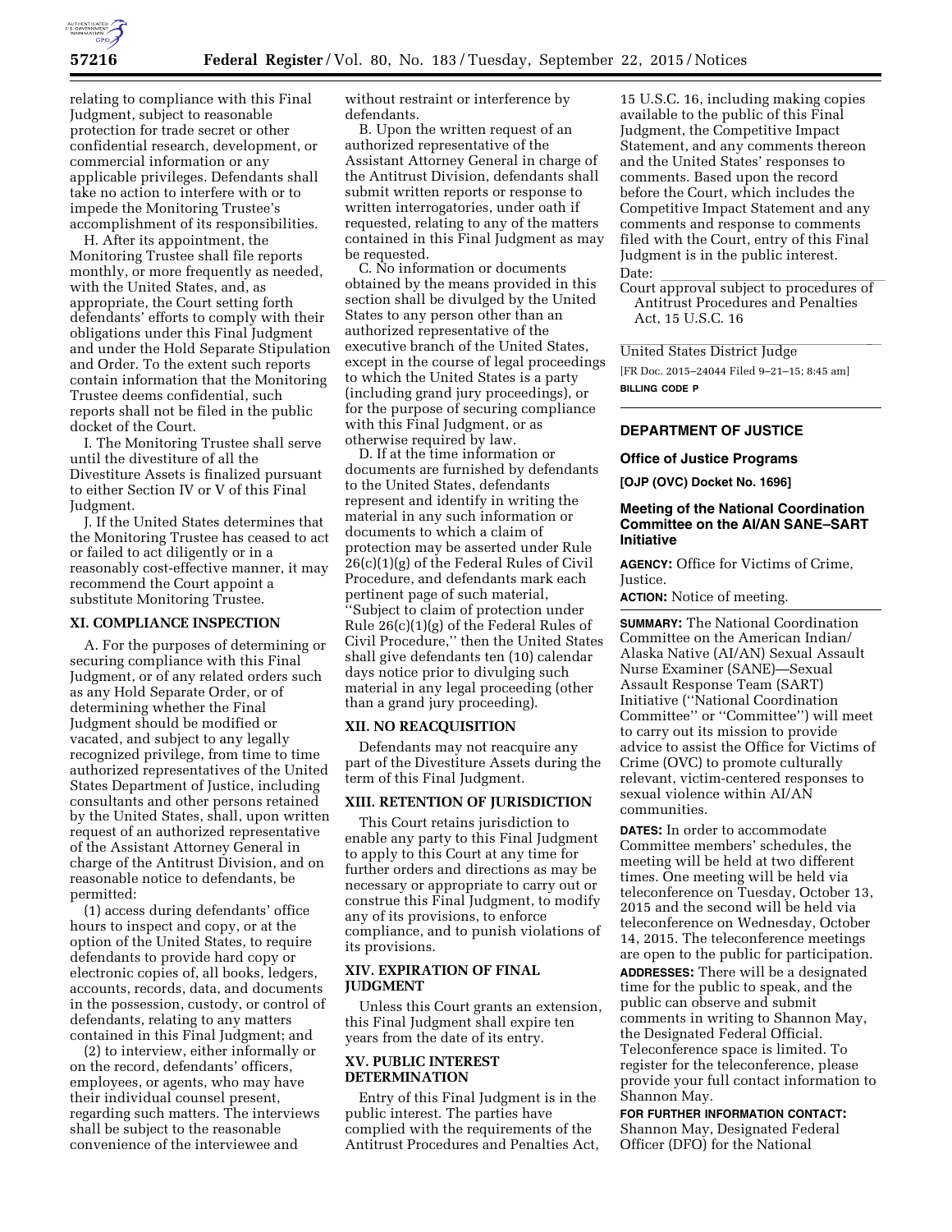relating to compliance with this Final Judgment, subject to reasonable protection for trade secret or other confidential research, development, or commercial information or any applicable privileges. Defendants shall take no action to interfere with or to impede the Monitoring Trustee's accomplishment of its responsibilities.

H. After its appointment, the Monitoring Trustee shall file reports monthly, or more frequently as needed, with the United States, and, as appropriate, the Court setting forth defendants' efforts to comply with their obligations under this Final Judgment and under the Hold Separate Stipulation and Order. To the extent such reports contain information that the Monitoring Trustee deems confidential, such reports shall not be filed in the public docket of the Court.

I. The Monitoring Trustee shall serve until the divestiture of all the Divestiture Assets is finalized pursuant to either Section IV or V of this Final Judgment.

J. If the United States determines that the Monitoring Trustee has ceased to act or failed to act diligently or in a reasonably cost-effective manner, it may recommend the Court appoint a substitute Monitoring Trustee.

## XI. COMPLIANCE INSPECTION

A. For the purposes of determining or securing compliance with this Final Judgment, or of any related orders such as any Hold Separate Order, or of determining whether the Final Judgment should be modified or vacated, and subject to any legally recognized privilege, from time to time authorized representatives of the United States Department of Justice, including consultants and other persons retained by the United States, shall, upon written request of an authorized representative of the Assistant Attorney General in charge of the Antitrust Division, and on reasonable notice to defendants, be permitted:

(1) access during defendants' office hours to inspect and copy, or at the option of the United States, to require defendants to provide hard copy or electronic copies of, all books, ledgers, accounts, records, data, and documents in the possession, custody, or control of defendants, relating to any matters contained in this Final Judgment; and

(2) to interview, either informally or on the record, defendants' officers, employees, or agents, who may have their individual counsel present, regarding such matters. The interviews shall be subject to the reasonable convenience of the interviewee and without restraint or interference by defendants.

B. Upon the written request of an authorized representative of the Assistant Attorney General in charge of the Antitrust Division, defendants shall submit written reports or response to written interrogatories, under oath if requested, relating to any of the matters contained in this Final Judgment as may be requested.

C. No information or documents obtained by the means provided in this section shall be divulged by the United States to any person other than an authorized representative of the executive branch of the United States, except in the course of legal proceedings to which the United States is a party (including grand jury proceedings), or for the purpose of securing compliance with this Final Judgment, or as otherwise required by law.

D. If at the time information or documents are furnished by defendants to the United States, defendants represent and identify in writing the material in any such information or documents to which a claim of protection may be asserted under Rule 26(c)(1)(g) of the Federal Rules of Civil Procedure, and defendants mark each pertinent page of such material, "Subject to claim of protection under Rule 26(c)(1)(g) of the Federal Rules of Civil Procedure," then the United States shall give defendants ten (10) calendar days notice prior to divulging such material in any legal proceeding (other than a grand jury proceeding).

## XII. NO REACQUISITION

Defendants may not reacquire any part of the Divestiture Assets during the term of this Final Judgment.

## XIII. RETENTION OF JURISDICTION

This Court retains jurisdiction to enable any party to this Final Judgment to apply to this Court at any time for further orders and directions as may be necessary or appropriate to carry out or construe this Final Judgment, to modify any of its provisions, to enforce compliance, and to punish violations of its provisions.

## XIV. EXPIRATION OF FINAL JUDGMENT

Unless this Court grants an extension, this Final Judgment shall expire ten years from the date of its entry.

## XV. PUBLIC INTEREST DETERMINATION

Entry of this Final Judgment is in the public interest. The parties have complied with the requirements of the Antitrust Procedures and Penalties Act, 15 U.S.C. 16, including making copies available to the public of this Final Judgment, the Competitive Impact Statement, and any comments thereon and the United States' responses to comments. Based upon the record before the Court, which includes the Competitive Impact Statement and any comments and response to comments filed with the Court, entry of this Final Judgment is in the public interest.

Date: \_\_\_\_\_\_\_\_\_\_\_\_\_\_\_\_

Court approval subject to procedures of Antitrust Procedures and Penalties Act, 15 U.S.C. 16

\_\_\_\_\_\_\_\_\_\_\_\_\_\_\_\_

United States District Judge

[FR Doc. 2015–24044 Filed 9–21–15; 8:45 am]

**BILLING CODE P**

---

## DEPARTMENT OF JUSTICE

### Office of Justice Programs

**[OJP (OVC) Docket No. 1696]**

### Meeting of the National Coordination Committee on the AI/AN SANE–SART Initiative

**AGENCY:** Office for Victims of Crime, Justice.

**ACTION:** Notice of meeting.

**SUMMARY:** The National Coordination Committee on the American Indian/Alaska Native (AI/AN) Sexual Assault Nurse Examiner (SANE)—Sexual Assault Response Team (SART) Initiative ("National Coordination Committee" or "Committee") will meet to carry out its mission to provide advice to assist the Office for Victims of Crime (OVC) to promote culturally relevant, victim-centered responses to sexual violence within AI/AN communities.

**DATES:** In order to accommodate Committee members' schedules, the meeting will be held at two different times. One meeting will be held via teleconference on Tuesday, October 13, 2015 and the second will be held via teleconference on Wednesday, October 14, 2015. The teleconference meetings are open to the public for participation.

**ADDRESSES:** There will be a designated time for the public to speak, and the public can observe and submit comments in writing to Shannon May, the Designated Federal Official. Teleconference space is limited. To register for the teleconference, please provide your full contact information to Shannon May.

**FOR FURTHER INFORMATION CONTACT:** Shannon May, Designated Federal Officer (DFO) for the National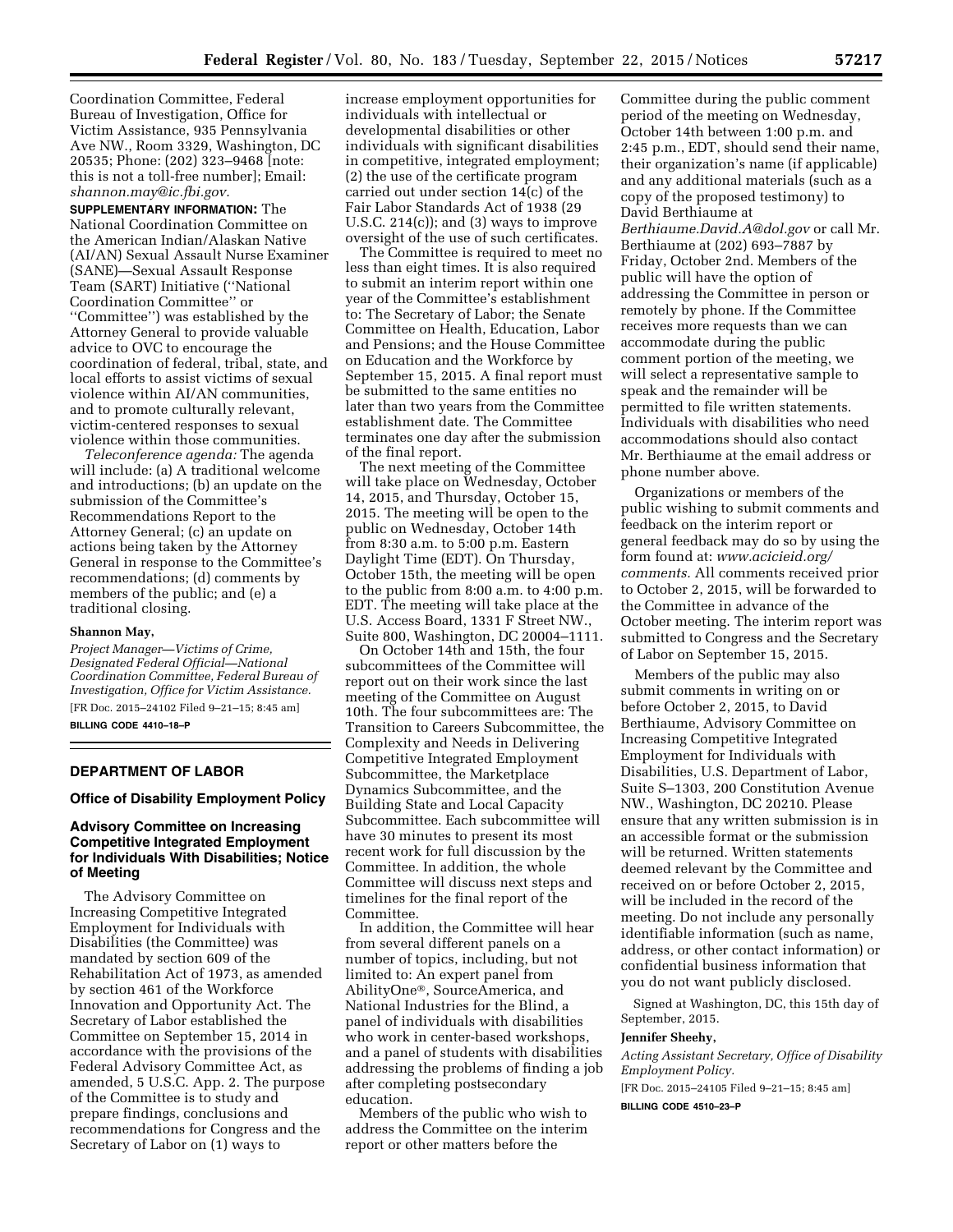Coordination Committee, Federal Bureau of Investigation, Office for Victim Assistance, 935 Pennsylvania Ave NW., Room 3329, Washington, DC 20535; Phone: (202) 323–9468 [note: this is not a toll-free number]; Email: *shannon.may@ic.fbi.gov.*

**SUPPLEMENTARY INFORMATION:** The National Coordination Committee on the American Indian/Alaskan Native (AI/AN) Sexual Assault Nurse Examiner (SANE)—Sexual Assault Response Team (SART) Initiative (''National Coordination Committee'' or ''Committee'') was established by the Attorney General to provide valuable advice to OVC to encourage the coordination of federal, tribal, state, and local efforts to assist victims of sexual violence within AI/AN communities, and to promote culturally relevant, victim-centered responses to sexual violence within those communities.

*Teleconference agenda:* The agenda will include: (a) A traditional welcome and introductions; (b) an update on the submission of the Committee's Recommendations Report to the Attorney General; (c) an update on actions being taken by the Attorney General in response to the Committee's recommendations; (d) comments by members of the public; and (e) a traditional closing.

**Shannon May,**

*Project Manager—Victims of Crime, Designated Federal Official—National Coordination Committee, Federal Bureau of Investigation, Office for Victim Assistance.*

[FR Doc. 2015–24102 Filed 9–21–15; 8:45 am]

**BILLING CODE 4410–18–P**

## DEPARTMENT OF LABOR

### Office of Disability Employment Policy

### Advisory Committee on Increasing Competitive Integrated Employment for Individuals With Disabilities; Notice of Meeting

The Advisory Committee on Increasing Competitive Integrated Employment for Individuals with Disabilities (the Committee) was mandated by section 609 of the Rehabilitation Act of 1973, as amended by section 461 of the Workforce Innovation and Opportunity Act. The Secretary of Labor established the Committee on September 15, 2014 in accordance with the provisions of the Federal Advisory Committee Act, as amended, 5 U.S.C. App. 2. The purpose of the Committee is to study and prepare findings, conclusions and recommendations for Congress and the Secretary of Labor on (1) ways to increase employment opportunities for individuals with intellectual or developmental disabilities or other individuals with significant disabilities in competitive, integrated employment; (2) the use of the certificate program carried out under section 14(c) of the Fair Labor Standards Act of 1938 (29 U.S.C. 214(c)); and (3) ways to improve oversight of the use of such certificates.

The Committee is required to meet no less than eight times. It is also required to submit an interim report within one year of the Committee's establishment to: The Secretary of Labor; the Senate Committee on Health, Education, Labor and Pensions; and the House Committee on Education and the Workforce by September 15, 2015. A final report must be submitted to the same entities no later than two years from the Committee establishment date. The Committee terminates one day after the submission of the final report.

The next meeting of the Committee will take place on Wednesday, October 14, 2015, and Thursday, October 15, 2015. The meeting will be open to the public on Wednesday, October 14th from 8:30 a.m. to 5:00 p.m. Eastern Daylight Time (EDT). On Thursday, October 15th, the meeting will be open to the public from 8:00 a.m. to 4:00 p.m. EDT. The meeting will take place at the U.S. Access Board, 1331 F Street NW., Suite 800, Washington, DC 20004–1111.

On October 14th and 15th, the four subcommittees of the Committee will report out on their work since the last meeting of the Committee on August 10th. The four subcommittees are: The Transition to Careers Subcommittee, the Complexity and Needs in Delivering Competitive Integrated Employment Subcommittee, the Marketplace Dynamics Subcommittee, and the Building State and Local Capacity Subcommittee. Each subcommittee will have 30 minutes to present its most recent work for full discussion by the Committee. In addition, the whole Committee will discuss next steps and timelines for the final report of the Committee.

In addition, the Committee will hear from several different panels on a number of topics, including, but not limited to: An expert panel from AbilityOne®, SourceAmerica, and National Industries for the Blind, a panel of individuals with disabilities who work in center-based workshops, and a panel of students with disabilities addressing the problems of finding a job after completing postsecondary education.

Members of the public who wish to address the Committee on the interim report or other matters before the Committee during the public comment period of the meeting on Wednesday, October 14th between 1:00 p.m. and 2:45 p.m., EDT, should send their name, their organization's name (if applicable) and any additional materials (such as a copy of the proposed testimony) to David Berthiaume at *Berthiaume.David.A@dol.gov* or call Mr. Berthiaume at (202) 693–7887 by Friday, October 2nd. Members of the public will have the option of addressing the Committee in person or remotely by phone. If the Committee receives more requests than we can accommodate during the public comment portion of the meeting, we will select a representative sample to speak and the remainder will be permitted to file written statements. Individuals with disabilities who need accommodations should also contact Mr. Berthiaume at the email address or phone number above.

Organizations or members of the public wishing to submit comments and feedback on the interim report or general feedback may do so by using the form found at: *www.acicieid.org/comments.* All comments received prior to October 2, 2015, will be forwarded to the Committee in advance of the October meeting. The interim report was submitted to Congress and the Secretary of Labor on September 15, 2015.

Members of the public may also submit comments in writing on or before October 2, 2015, to David Berthiaume, Advisory Committee on Increasing Competitive Integrated Employment for Individuals with Disabilities, U.S. Department of Labor, Suite S–1303, 200 Constitution Avenue NW., Washington, DC 20210. Please ensure that any written submission is in an accessible format or the submission will be returned. Written statements deemed relevant by the Committee and received on or before October 2, 2015, will be included in the record of the meeting. Do not include any personally identifiable information (such as name, address, or other contact information) or confidential business information that you do not want publicly disclosed.

Signed at Washington, DC, this 15th day of September, 2015.

**Jennifer Sheehy,**

*Acting Assistant Secretary, Office of Disability Employment Policy.*

[FR Doc. 2015–24105 Filed 9–21–15; 8:45 am]

**BILLING CODE 4510–23–P**